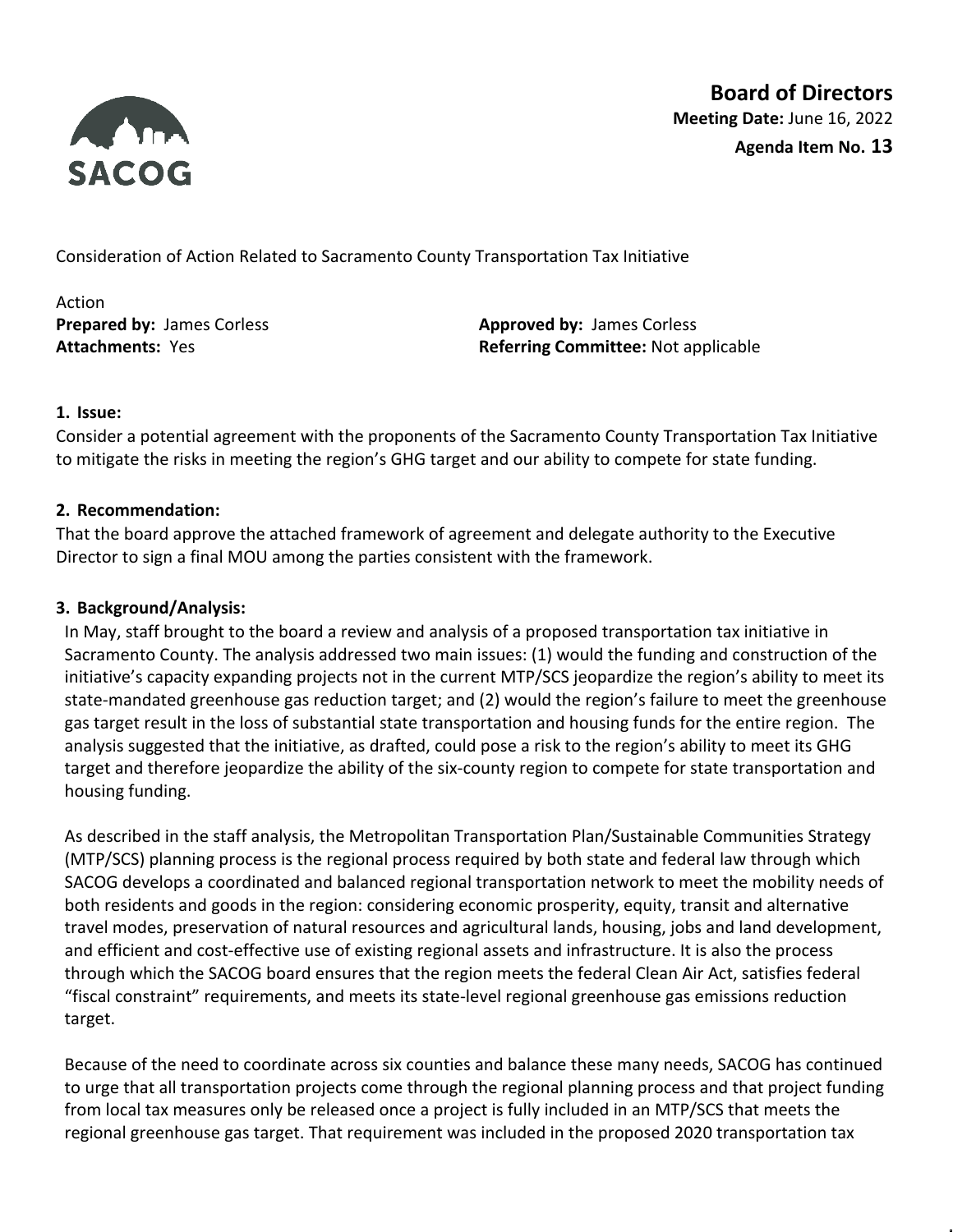**SACOG**

## Board of Directors

**Meeting Date:** June 16, 2022

**Agenda Item No. 13**

Consideration of Action Related to Sacramento County Transportation Tax Initiative

Action

**Prepared by:** James Corless

**Approved by:** James Corless

**Attachments:** Yes

**Referring Committee:** Not applicable

### 1. Issue:

Consider a potential agreement with the proponents of the Sacramento County Transportation Tax Initiative to mitigate the risks in meeting the region's GHG target and our ability to compete for state funding.

### 2. Recommendation:

That the board approve the attached framework of agreement and delegate authority to the Executive Director to sign a final MOU among the parties consistent with the framework.

### 3. Background/Analysis:

In May, staff brought to the board a review and analysis of a proposed transportation tax initiative in Sacramento County. The analysis addressed two main issues: (1) would the funding and construction of the initiative's capacity expanding projects not in the current MTP/SCS jeopardize the region's ability to meet its state-mandated greenhouse gas reduction target; and (2) would the region's failure to meet the greenhouse gas target result in the loss of substantial state transportation and housing funds for the entire region. The analysis suggested that the initiative, as drafted, could pose a risk to the region's ability to meet its GHG target and therefore jeopardize the ability of the six-county region to compete for state transportation and housing funding.

As described in the staff analysis, the Metropolitan Transportation Plan/Sustainable Communities Strategy (MTP/SCS) planning process is the regional process required by both state and federal law through which SACOG develops a coordinated and balanced regional transportation network to meet the mobility needs of both residents and goods in the region: considering economic prosperity, equity, transit and alternative travel modes, preservation of natural resources and agricultural lands, housing, jobs and land development, and efficient and cost-effective use of existing regional assets and infrastructure. It is also the process through which the SACOG board ensures that the region meets the federal Clean Air Act, satisfies federal "fiscal constraint" requirements, and meets its state-level regional greenhouse gas emissions reduction target.

Because of the need to coordinate across six counties and balance these many needs, SACOG has continued to urge that all transportation projects come through the regional planning process and that project funding from local tax measures only be released once a project is fully included in an MTP/SCS that meets the regional greenhouse gas target. That requirement was included in the proposed 2020 transportation tax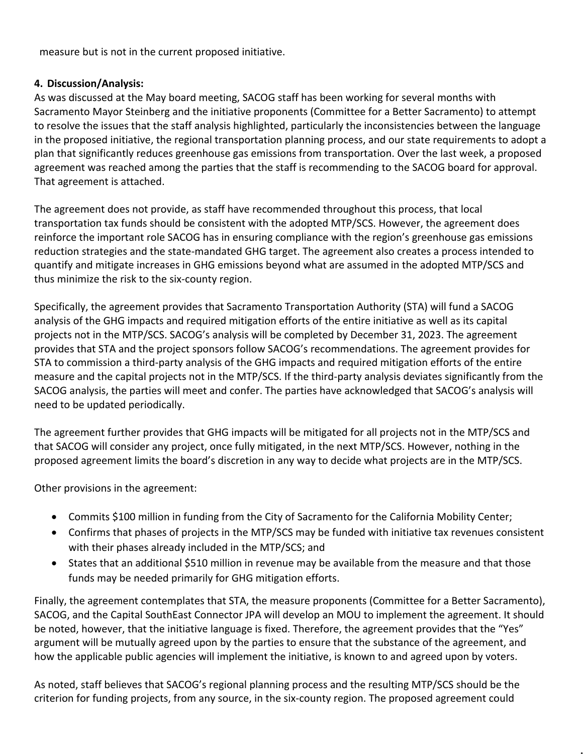measure but is not in the current proposed initiative.

**4. Discussion/Analysis:**

As was discussed at the May board meeting, SACOG staff has been working for several months with Sacramento Mayor Steinberg and the initiative proponents (Committee for a Better Sacramento) to attempt to resolve the issues that the staff analysis highlighted, particularly the inconsistencies between the language in the proposed initiative, the regional transportation planning process, and our state requirements to adopt a plan that significantly reduces greenhouse gas emissions from transportation. Over the last week, a proposed agreement was reached among the parties that the staff is recommending to the SACOG board for approval. That agreement is attached.

The agreement does not provide, as staff have recommended throughout this process, that local transportation tax funds should be consistent with the adopted MTP/SCS. However, the agreement does reinforce the important role SACOG has in ensuring compliance with the region's greenhouse gas emissions reduction strategies and the state-mandated GHG target. The agreement also creates a process intended to quantify and mitigate increases in GHG emissions beyond what are assumed in the adopted MTP/SCS and thus minimize the risk to the six-county region.

Specifically, the agreement provides that Sacramento Transportation Authority (STA) will fund a SACOG analysis of the GHG impacts and required mitigation efforts of the entire initiative as well as its capital projects not in the MTP/SCS. SACOG's analysis will be completed by December 31, 2023. The agreement provides that STA and the project sponsors follow SACOG's recommendations. The agreement provides for STA to commission a third-party analysis of the GHG impacts and required mitigation efforts of the entire measure and the capital projects not in the MTP/SCS. If the third-party analysis deviates significantly from the SACOG analysis, the parties will meet and confer. The parties have acknowledged that SACOG's analysis will need to be updated periodically.

The agreement further provides that GHG impacts will be mitigated for all projects not in the MTP/SCS and that SACOG will consider any project, once fully mitigated, in the next MTP/SCS. However, nothing in the proposed agreement limits the board's discretion in any way to decide what projects are in the MTP/SCS.

Other provisions in the agreement:

- Commits $100 million in funding from the City of Sacramento for the California Mobility Center;
- Confirms that phases of projects in the MTP/SCS may be funded with initiative tax revenues consistent with their phases already included in the MTP/SCS; and
- States that an additional $510 million in revenue may be available from the measure and that those funds may be needed primarily for GHG mitigation efforts.

Finally, the agreement contemplates that STA, the measure proponents (Committee for a Better Sacramento), SACOG, and the Capital SouthEast Connector JPA will develop an MOU to implement the agreement. It should be noted, however, that the initiative language is fixed. Therefore, the agreement provides that the "Yes" argument will be mutually agreed upon by the parties to ensure that the substance of the agreement, and how the applicable public agencies will implement the initiative, is known to and agreed upon by voters.

As noted, staff believes that SACOG's regional planning process and the resulting MTP/SCS should be the criterion for funding projects, from any source, in the six-county region. The proposed agreement could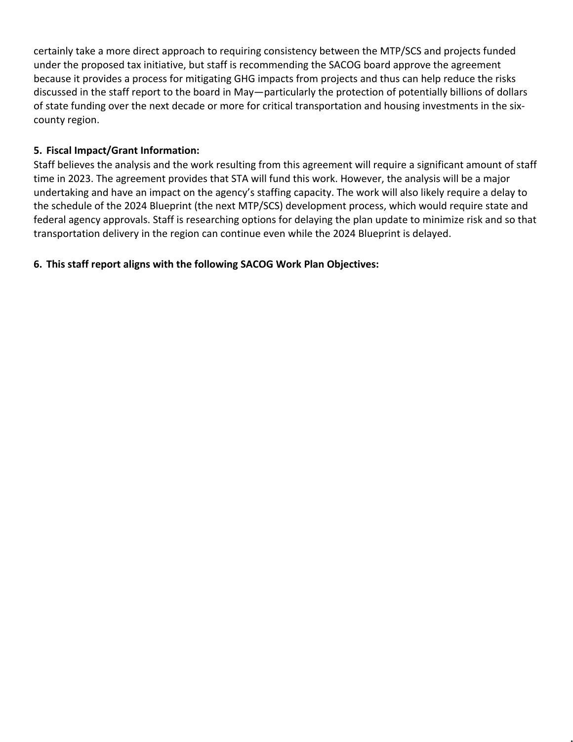certainly take a more direct approach to requiring consistency between the MTP/SCS and projects funded under the proposed tax initiative, but staff is recommending the SACOG board approve the agreement because it provides a process for mitigating GHG impacts from projects and thus can help reduce the risks discussed in the staff report to the board in May—particularly the protection of potentially billions of dollars of state funding over the next decade or more for critical transportation and housing investments in the six-county region.

**5. Fiscal Impact/Grant Information:**

Staff believes the analysis and the work resulting from this agreement will require a significant amount of staff time in 2023. The agreement provides that STA will fund this work. However, the analysis will be a major undertaking and have an impact on the agency's staffing capacity. The work will also likely require a delay to the schedule of the 2024 Blueprint (the next MTP/SCS) development process, which would require state and federal agency approvals. Staff is researching options for delaying the plan update to minimize risk and so that transportation delivery in the region can continue even while the 2024 Blueprint is delayed.

**6. This staff report aligns with the following SACOG Work Plan Objectives:**